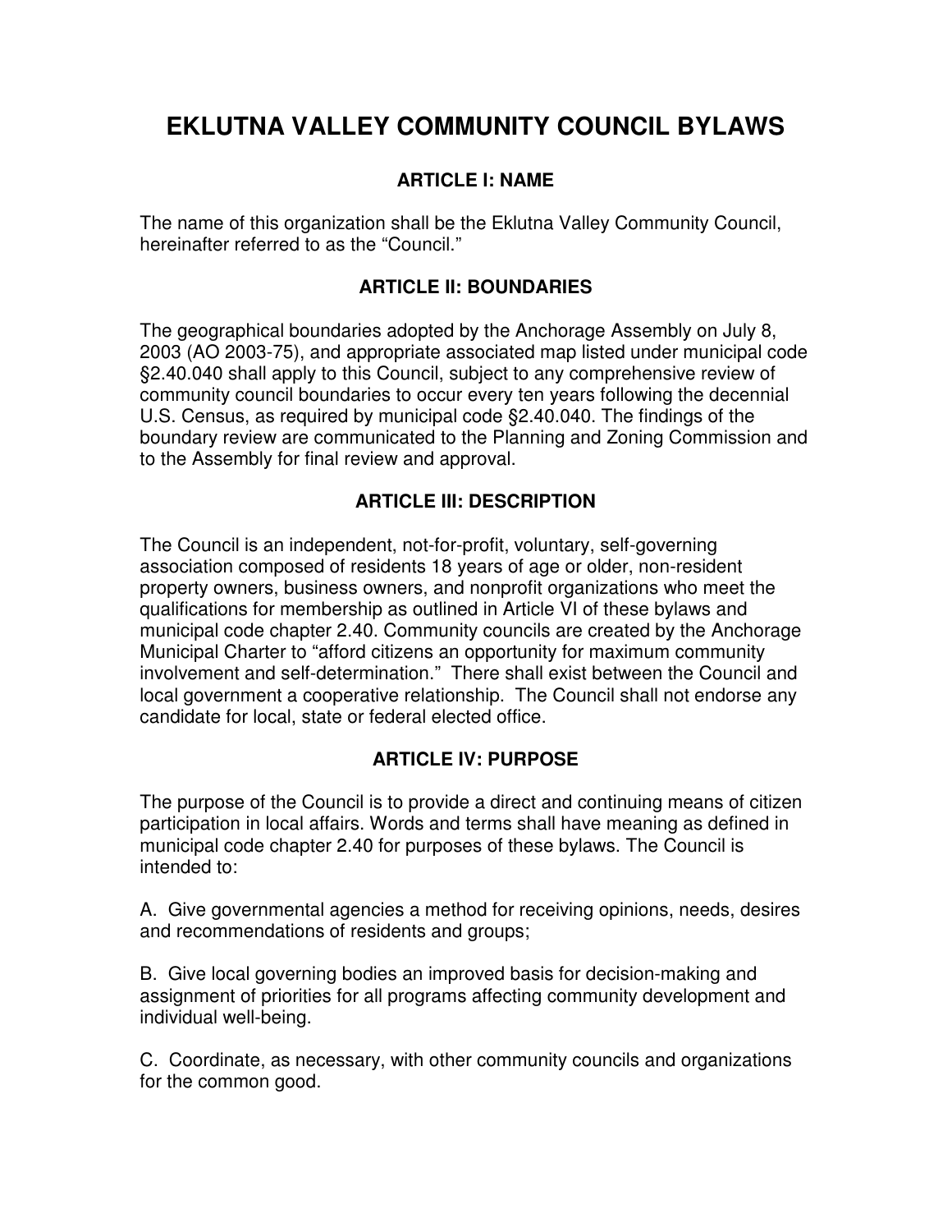# EKLUTNA VALLEY COMMUNITY COUNCIL BYLAWS

## ARTICLE I: NAME

The name of this organization shall be the Eklutna Valley Community Council, hereinafter referred to as the "Council."

## ARTICLE II: BOUNDARIES

The geographical boundaries adopted by the Anchorage Assembly on July 8, 2003 (AO 2003-75), and appropriate associated map listed under municipal code §2.40.040 shall apply to this Council, subject to any comprehensive review of community council boundaries to occur every ten years following the decennial U.S. Census, as required by municipal code §2.40.040. The findings of the boundary review are communicated to the Planning and Zoning Commission and to the Assembly for final review and approval.

## ARTICLE III: DESCRIPTION

The Council is an independent, not-for-profit, voluntary, self-governing association composed of residents 18 years of age or older, non-resident property owners, business owners, and nonprofit organizations who meet the qualifications for membership as outlined in Article VI of these bylaws and municipal code chapter 2.40. Community councils are created by the Anchorage Municipal Charter to "afford citizens an opportunity for maximum community involvement and self-determination." There shall exist between the Council and local government a cooperative relationship. The Council shall not endorse any candidate for local, state or federal elected office.

## ARTICLE IV: PURPOSE

The purpose of the Council is to provide a direct and continuing means of citizen participation in local affairs. Words and terms shall have meaning as defined in municipal code chapter 2.40 for purposes of these bylaws. The Council is intended to:

A. Give governmental agencies a method for receiving opinions, needs, desires and recommendations of residents and groups;

B. Give local governing bodies an improved basis for decision-making and assignment of priorities for all programs affecting community development and individual well-being.

C. Coordinate, as necessary, with other community councils and organizations for the common good.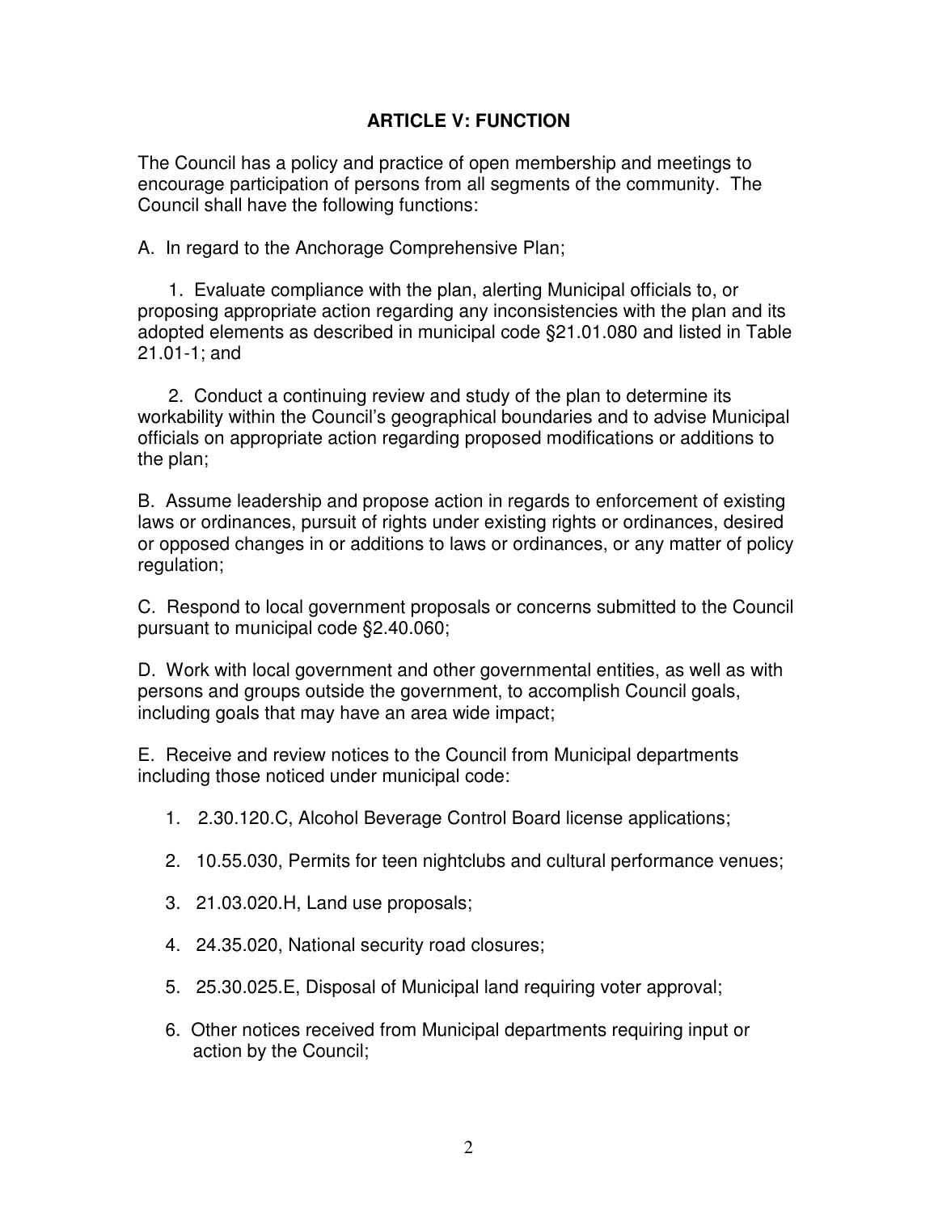## ARTICLE V: FUNCTION

The Council has a policy and practice of open membership and meetings to encourage participation of persons from all segments of the community. The Council shall have the following functions:

A. In regard to the Anchorage Comprehensive Plan;

1. Evaluate compliance with the plan, alerting Municipal officials to, or proposing appropriate action regarding any inconsistencies with the plan and its adopted elements as described in municipal code §21.01.080 and listed in Table 21.01-1; and

2. Conduct a continuing review and study of the plan to determine its workability within the Council's geographical boundaries and to advise Municipal officials on appropriate action regarding proposed modifications or additions to the plan;

B. Assume leadership and propose action in regards to enforcement of existing laws or ordinances, pursuit of rights under existing rights or ordinances, desired or opposed changes in or additions to laws or ordinances, or any matter of policy regulation;

C. Respond to local government proposals or concerns submitted to the Council pursuant to municipal code §2.40.060;

D. Work with local government and other governmental entities, as well as with persons and groups outside the government, to accomplish Council goals, including goals that may have an area wide impact;

E. Receive and review notices to the Council from Municipal departments including those noticed under municipal code:

1. 2.30.120.C, Alcohol Beverage Control Board license applications;
2. 10.55.030, Permits for teen nightclubs and cultural performance venues;
3. 21.03.020.H, Land use proposals;
4. 24.35.020, National security road closures;
5. 25.30.025.E, Disposal of Municipal land requiring voter approval;
6. Other notices received from Municipal departments requiring input or action by the Council;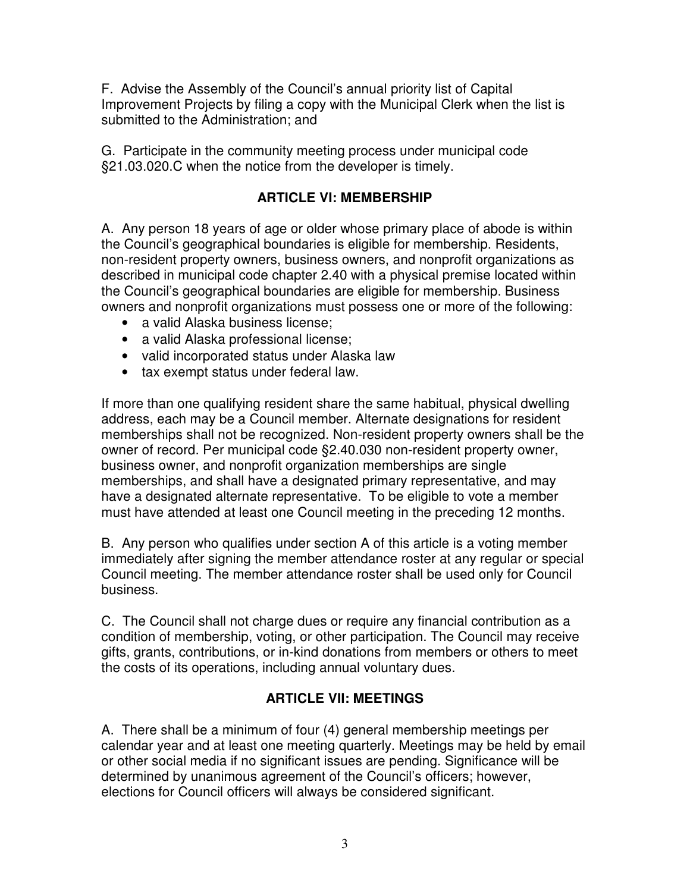F. Advise the Assembly of the Council's annual priority list of Capital Improvement Projects by filing a copy with the Municipal Clerk when the list is submitted to the Administration; and

G. Participate in the community meeting process under municipal code §21.03.020.C when the notice from the developer is timely.

## ARTICLE VI: MEMBERSHIP

A. Any person 18 years of age or older whose primary place of abode is within the Council's geographical boundaries is eligible for membership. Residents, non-resident property owners, business owners, and nonprofit organizations as described in municipal code chapter 2.40 with a physical premise located within the Council's geographical boundaries are eligible for membership. Business owners and nonprofit organizations must possess one or more of the following:

- a valid Alaska business license;
- a valid Alaska professional license;
- valid incorporated status under Alaska law
- tax exempt status under federal law.

If more than one qualifying resident share the same habitual, physical dwelling address, each may be a Council member. Alternate designations for resident memberships shall not be recognized. Non-resident property owners shall be the owner of record. Per municipal code §2.40.030 non-resident property owner, business owner, and nonprofit organization memberships are single memberships, and shall have a designated primary representative, and may have a designated alternate representative. To be eligible to vote a member must have attended at least one Council meeting in the preceding 12 months.

B. Any person who qualifies under section A of this article is a voting member immediately after signing the member attendance roster at any regular or special Council meeting. The member attendance roster shall be used only for Council business.

C. The Council shall not charge dues or require any financial contribution as a condition of membership, voting, or other participation. The Council may receive gifts, grants, contributions, or in-kind donations from members or others to meet the costs of its operations, including annual voluntary dues.

## ARTICLE VII: MEETINGS

A. There shall be a minimum of four (4) general membership meetings per calendar year and at least one meeting quarterly. Meetings may be held by email or other social media if no significant issues are pending. Significance will be determined by unanimous agreement of the Council's officers; however, elections for Council officers will always be considered significant.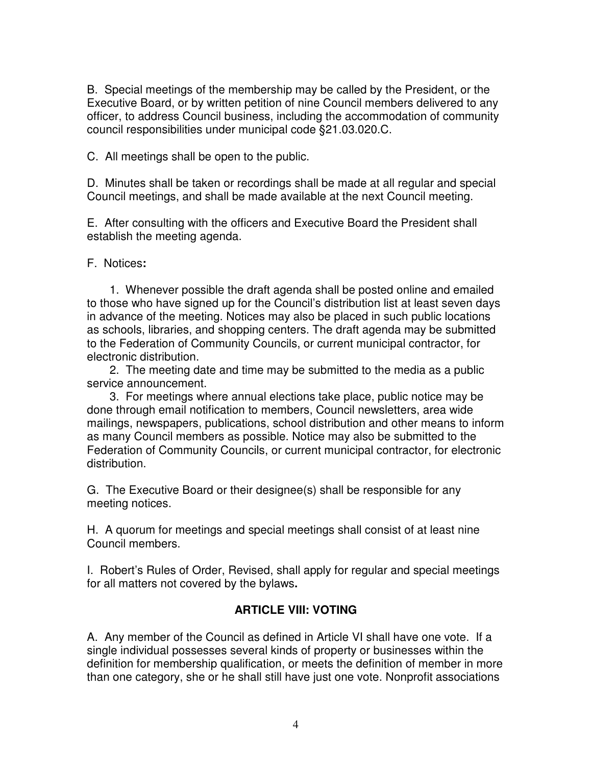B. Special meetings of the membership may be called by the President, or the Executive Board, or by written petition of nine Council members delivered to any officer, to address Council business, including the accommodation of community council responsibilities under municipal code §21.03.020.C.

C. All meetings shall be open to the public.

D. Minutes shall be taken or recordings shall be made at all regular and special Council meetings, and shall be made available at the next Council meeting.

E. After consulting with the officers and Executive Board the President shall establish the meeting agenda.

F. Notices**:**

1. Whenever possible the draft agenda shall be posted online and emailed to those who have signed up for the Council's distribution list at least seven days in advance of the meeting. Notices may also be placed in such public locations as schools, libraries, and shopping centers. The draft agenda may be submitted to the Federation of Community Councils, or current municipal contractor, for electronic distribution.

2. The meeting date and time may be submitted to the media as a public service announcement.

3. For meetings where annual elections take place, public notice may be done through email notification to members, Council newsletters, area wide mailings, newspapers, publications, school distribution and other means to inform as many Council members as possible. Notice may also be submitted to the Federation of Community Councils, or current municipal contractor, for electronic distribution.

G. The Executive Board or their designee(s) shall be responsible for any meeting notices.

H. A quorum for meetings and special meetings shall consist of at least nine Council members.

I. Robert's Rules of Order, Revised, shall apply for regular and special meetings for all matters not covered by the bylaws**.**

## ARTICLE VIII: VOTING

A. Any member of the Council as defined in Article VI shall have one vote. If a single individual possesses several kinds of property or businesses within the definition for membership qualification, or meets the definition of member in more than one category, she or he shall still have just one vote. Nonprofit associations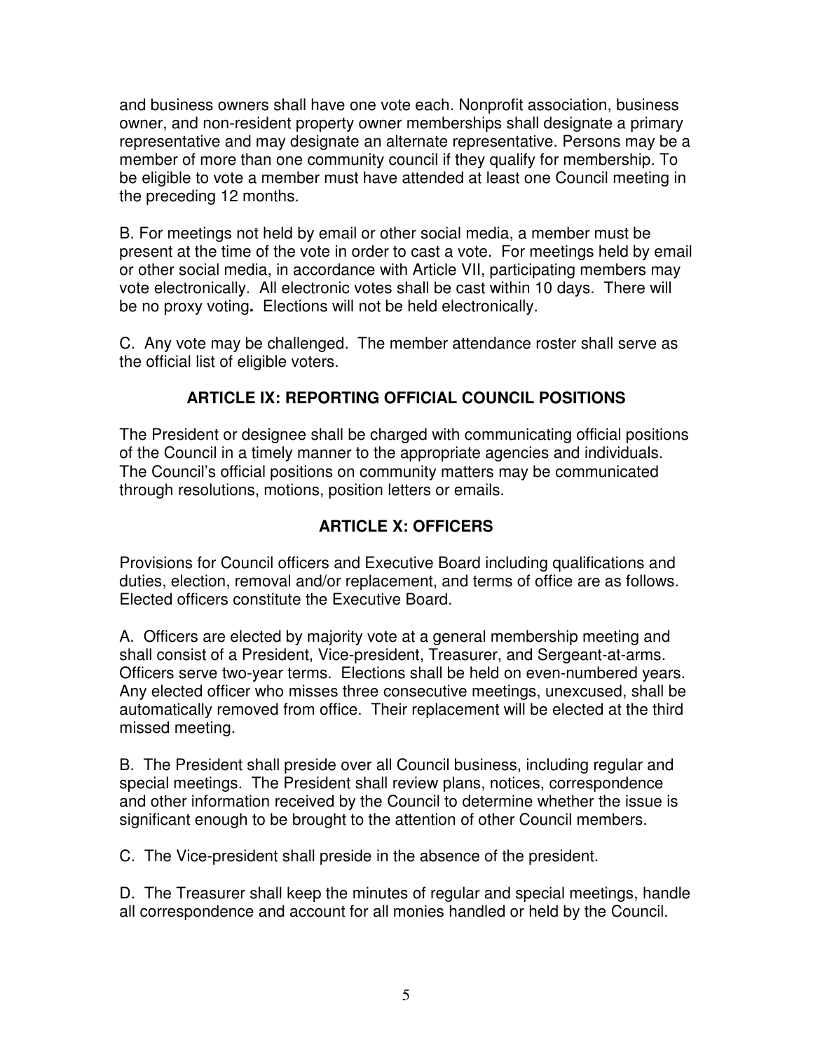and business owners shall have one vote each. Nonprofit association, business owner, and non-resident property owner memberships shall designate a primary representative and may designate an alternate representative. Persons may be a member of more than one community council if they qualify for membership. To be eligible to vote a member must have attended at least one Council meeting in the preceding 12 months.

B. For meetings not held by email or other social media, a member must be present at the time of the vote in order to cast a vote. For meetings held by email or other social media, in accordance with Article VII, participating members may vote electronically. All electronic votes shall be cast within 10 days. There will be no proxy voting**.** Elections will not be held electronically.

C. Any vote may be challenged. The member attendance roster shall serve as the official list of eligible voters.

## ARTICLE IX: REPORTING OFFICIAL COUNCIL POSITIONS

The President or designee shall be charged with communicating official positions of the Council in a timely manner to the appropriate agencies and individuals. The Council's official positions on community matters may be communicated through resolutions, motions, position letters or emails.

## ARTICLE X: OFFICERS

Provisions for Council officers and Executive Board including qualifications and duties, election, removal and/or replacement, and terms of office are as follows. Elected officers constitute the Executive Board.

A. Officers are elected by majority vote at a general membership meeting and shall consist of a President, Vice-president, Treasurer, and Sergeant-at-arms. Officers serve two-year terms. Elections shall be held on even-numbered years. Any elected officer who misses three consecutive meetings, unexcused, shall be automatically removed from office. Their replacement will be elected at the third missed meeting.

B. The President shall preside over all Council business, including regular and special meetings. The President shall review plans, notices, correspondence and other information received by the Council to determine whether the issue is significant enough to be brought to the attention of other Council members.

C. The Vice-president shall preside in the absence of the president.

D. The Treasurer shall keep the minutes of regular and special meetings, handle all correspondence and account for all monies handled or held by the Council.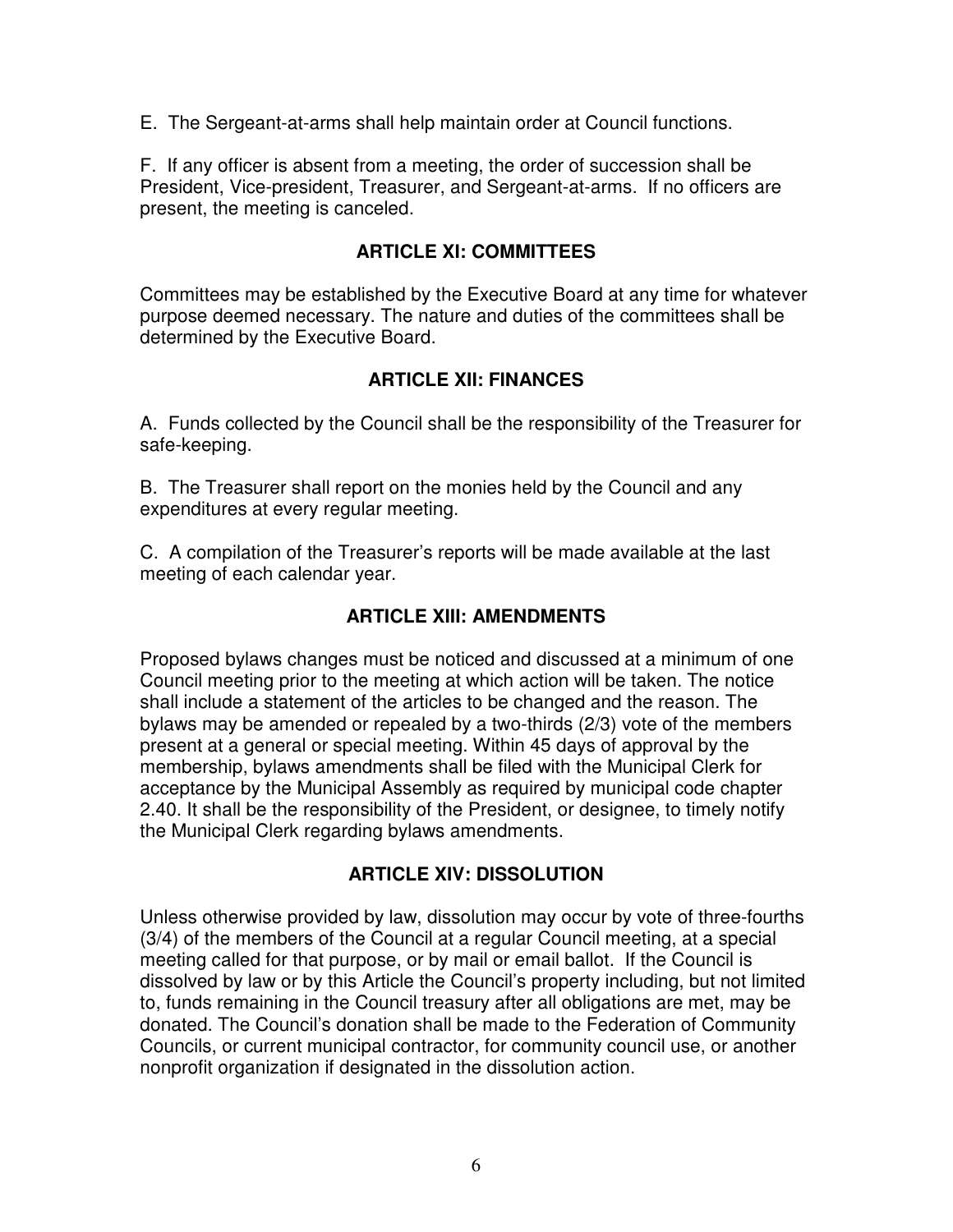E. The Sergeant-at-arms shall help maintain order at Council functions.

F. If any officer is absent from a meeting, the order of succession shall be President, Vice-president, Treasurer, and Sergeant-at-arms. If no officers are present, the meeting is canceled.

## ARTICLE XI: COMMITTEES

Committees may be established by the Executive Board at any time for whatever purpose deemed necessary. The nature and duties of the committees shall be determined by the Executive Board.

## ARTICLE XII: FINANCES

A. Funds collected by the Council shall be the responsibility of the Treasurer for safe-keeping.

B. The Treasurer shall report on the monies held by the Council and any expenditures at every regular meeting.

C. A compilation of the Treasurer's reports will be made available at the last meeting of each calendar year.

## ARTICLE XIII: AMENDMENTS

Proposed bylaws changes must be noticed and discussed at a minimum of one Council meeting prior to the meeting at which action will be taken. The notice shall include a statement of the articles to be changed and the reason. The bylaws may be amended or repealed by a two-thirds (2/3) vote of the members present at a general or special meeting. Within 45 days of approval by the membership, bylaws amendments shall be filed with the Municipal Clerk for acceptance by the Municipal Assembly as required by municipal code chapter 2.40. It shall be the responsibility of the President, or designee, to timely notify the Municipal Clerk regarding bylaws amendments.

## ARTICLE XIV: DISSOLUTION

Unless otherwise provided by law, dissolution may occur by vote of three-fourths (3/4) of the members of the Council at a regular Council meeting, at a special meeting called for that purpose, or by mail or email ballot. If the Council is dissolved by law or by this Article the Council's property including, but not limited to, funds remaining in the Council treasury after all obligations are met, may be donated. The Council's donation shall be made to the Federation of Community Councils, or current municipal contractor, for community council use, or another nonprofit organization if designated in the dissolution action.